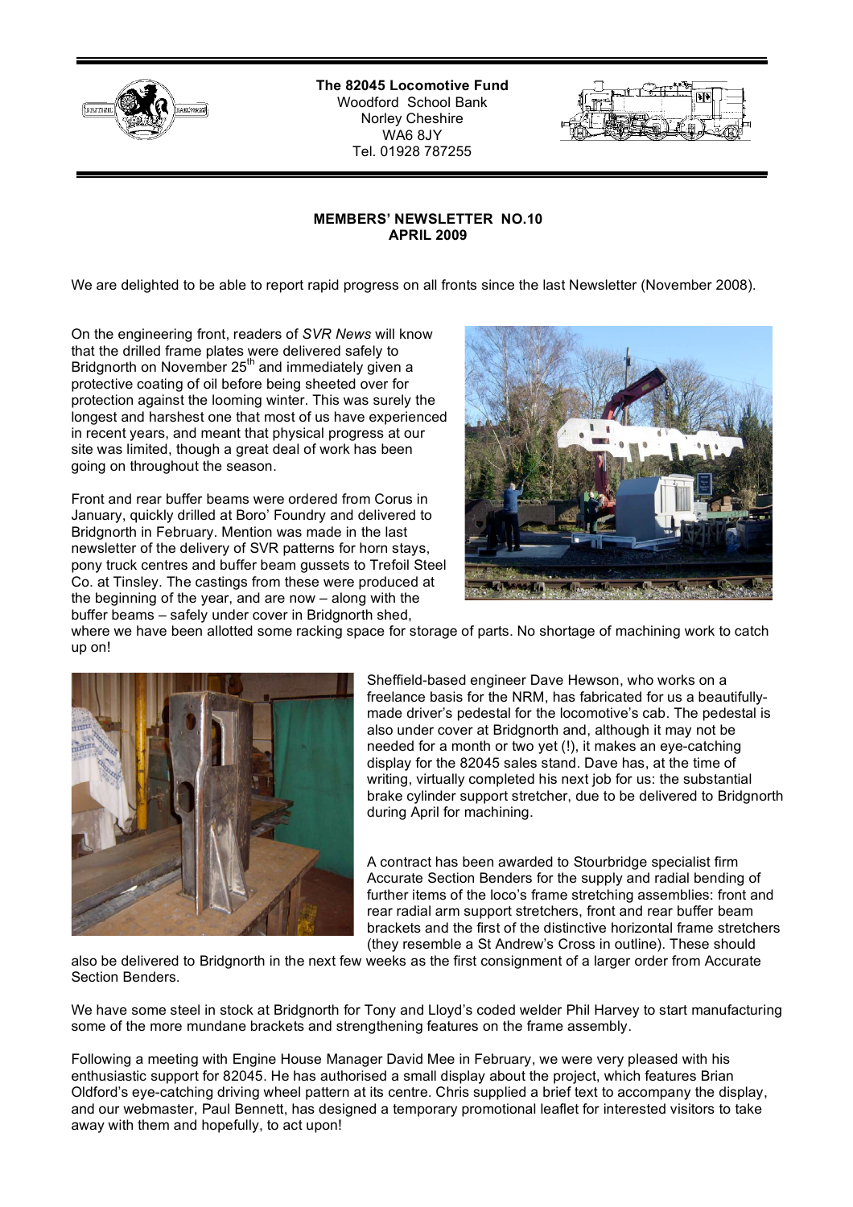**The 82045 Locomotive Fund**
Woodford School Bank
Norley Cheshire
WA6 8JY
Tel. 01928 787255

**MEMBERS' NEWSLETTER NO.10**
**APRIL 2009**

We are delighted to be able to report rapid progress on all fronts since the last Newsletter (November 2008).

On the engineering front, readers of *SVR News* will know that the drilled frame plates were delivered safely to Bridgnorth on November 25th and immediately given a protective coating of oil before being sheeted over for protection against the looming winter. This was surely the longest and harshest one that most of us have experienced in recent years, and meant that physical progress at our site was limited, though a great deal of work has been going on throughout the season.

Front and rear buffer beams were ordered from Corus in January, quickly drilled at Boro' Foundry and delivered to Bridgnorth in February. Mention was made in the last newsletter of the delivery of SVR patterns for horn stays, pony truck centres and buffer beam gussets to Trefoil Steel Co. at Tinsley. The castings from these were produced at the beginning of the year, and are now – along with the buffer beams – safely under cover in Bridgnorth shed, where we have been allotted some racking space for storage of parts. No shortage of machining work to catch up on!

Sheffield-based engineer Dave Hewson, who works on a freelance basis for the NRM, has fabricated for us a beautifully-made driver's pedestal for the locomotive's cab. The pedestal is also under cover at Bridgnorth and, although it may not be needed for a month or two yet (!), it makes an eye-catching display for the 82045 sales stand. Dave has, at the time of writing, virtually completed his next job for us: the substantial brake cylinder support stretcher, due to be delivered to Bridgnorth during April for machining.

A contract has been awarded to Stourbridge specialist firm Accurate Section Benders for the supply and radial bending of further items of the loco's frame stretching assemblies: front and rear radial arm support stretchers, front and rear buffer beam brackets and the first of the distinctive horizontal frame stretchers (they resemble a St Andrew's Cross in outline). These should also be delivered to Bridgnorth in the next few weeks as the first consignment of a larger order from Accurate Section Benders.

We have some steel in stock at Bridgnorth for Tony and Lloyd's coded welder Phil Harvey to start manufacturing some of the more mundane brackets and strengthening features on the frame assembly.

Following a meeting with Engine House Manager David Mee in February, we were very pleased with his enthusiastic support for 82045. He has authorised a small display about the project, which features Brian Oldford's eye-catching driving wheel pattern at its centre. Chris supplied a brief text to accompany the display, and our webmaster, Paul Bennett, has designed a temporary promotional leaflet for interested visitors to take away with them and hopefully, to act upon!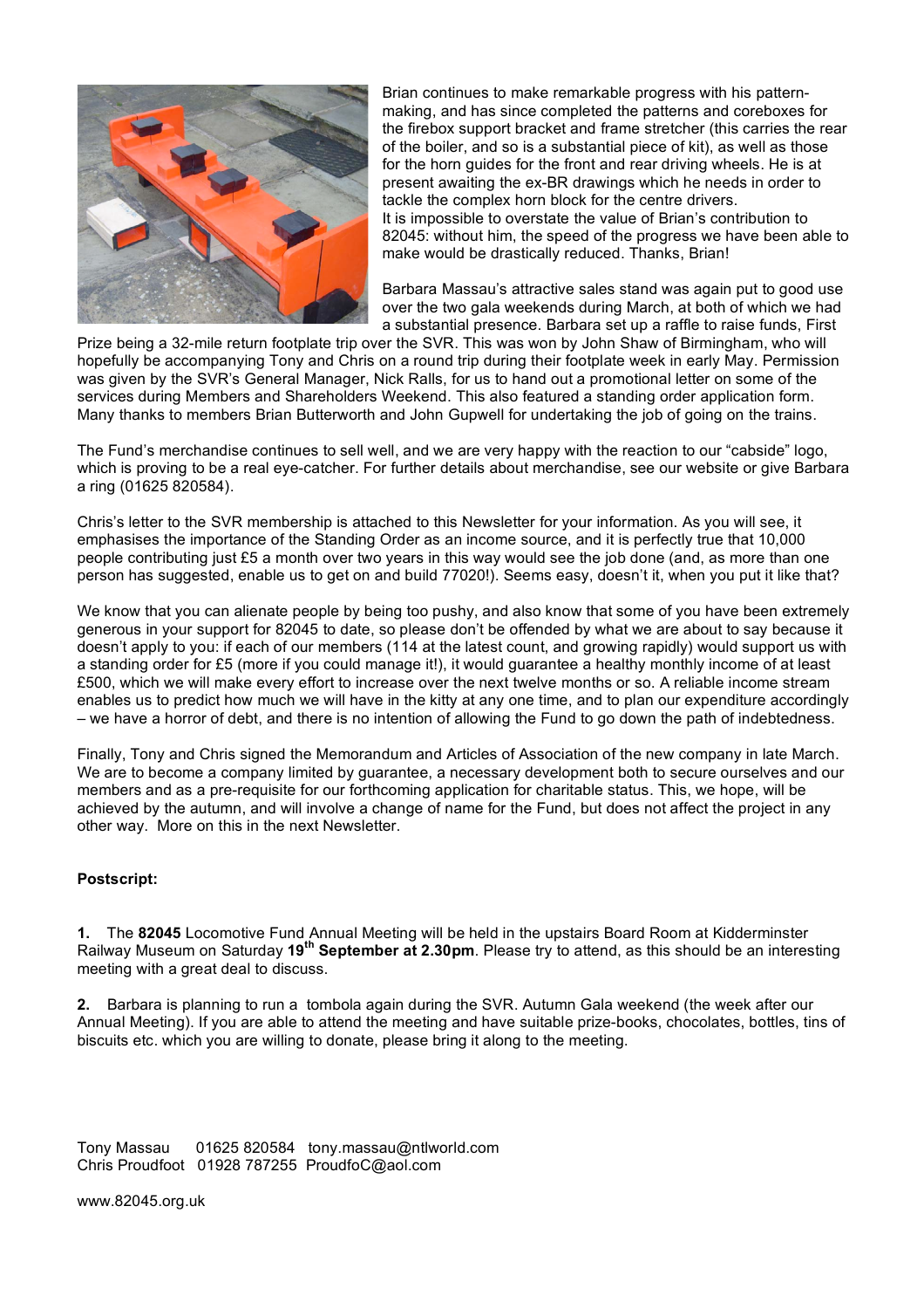Brian continues to make remarkable progress with his pattern-making, and has since completed the patterns and coreboxes for the firebox support bracket and frame stretcher (this carries the rear of the boiler, and so is a substantial piece of kit), as well as those for the horn guides for the front and rear driving wheels. He is at present awaiting the ex-BR drawings which he needs in order to tackle the complex horn block for the centre drivers. It is impossible to overstate the value of Brian's contribution to 82045: without him, the speed of the progress we have been able to make would be drastically reduced. Thanks, Brian!

Barbara Massau's attractive sales stand was again put to good use over the two gala weekends during March, at both of which we had a substantial presence. Barbara set up a raffle to raise funds, First Prize being a 32-mile return footplate trip over the SVR. This was won by John Shaw of Birmingham, who will hopefully be accompanying Tony and Chris on a round trip during their footplate week in early May. Permission was given by the SVR's General Manager, Nick Ralls, for us to hand out a promotional letter on some of the services during Members and Shareholders Weekend. This also featured a standing order application form. Many thanks to members Brian Butterworth and John Gupwell for undertaking the job of going on the trains.

The Fund's merchandise continues to sell well, and we are very happy with the reaction to our "cabside" logo, which is proving to be a real eye-catcher. For further details about merchandise, see our website or give Barbara a ring (01625 820584).

Chris's letter to the SVR membership is attached to this Newsletter for your information. As you will see, it emphasises the importance of the Standing Order as an income source, and it is perfectly true that 10,000 people contributing just £5 a month over two years in this way would see the job done (and, as more than one person has suggested, enable us to get on and build 77020!). Seems easy, doesn't it, when you put it like that?

We know that you can alienate people by being too pushy, and also know that some of you have been extremely generous in your support for 82045 to date, so please don't be offended by what we are about to say because it doesn't apply to you: if each of our members (114 at the latest count, and growing rapidly) would support us with a standing order for £5 (more if you could manage it!), it would guarantee a healthy monthly income of at least £500, which we will make every effort to increase over the next twelve months or so. A reliable income stream enables us to predict how much we will have in the kitty at any one time, and to plan our expenditure accordingly – we have a horror of debt, and there is no intention of allowing the Fund to go down the path of indebtedness.

Finally, Tony and Chris signed the Memorandum and Articles of Association of the new company in late March. We are to become a company limited by guarantee, a necessary development both to secure ourselves and our members and as a pre-requisite for our forthcoming application for charitable status. This, we hope, will be achieved by the autumn, and will involve a change of name for the Fund, but does not affect the project in any other way. More on this in the next Newsletter.

**Postscript:**

**1.** The **82045** Locomotive Fund Annual Meeting will be held in the upstairs Board Room at Kidderminster Railway Museum on Saturday **19th September at 2.30pm**. Please try to attend, as this should be an interesting meeting with a great deal to discuss.

**2.** Barbara is planning to run a tombola again during the SVR. Autumn Gala weekend (the week after our Annual Meeting). If you are able to attend the meeting and have suitable prize-books, chocolates, bottles, tins of biscuits etc. which you are willing to donate, please bring it along to the meeting.

Tony Massau 01625 820584 tony.massau@ntlworld.com
Chris Proudfoot 01928 787255 ProudfoC@aol.com

www.82045.org.uk